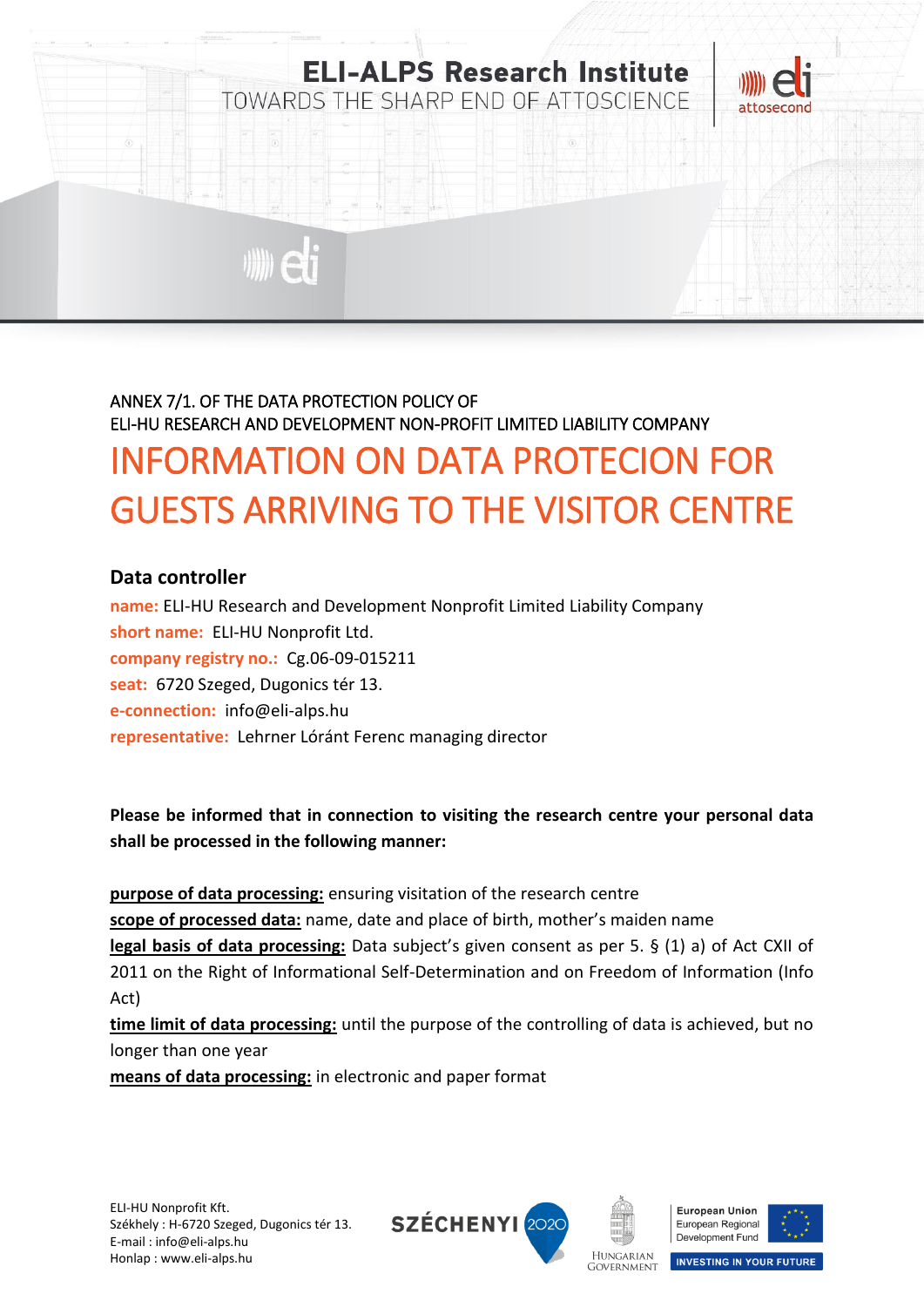ANNEX 7/1. OF THE DATA PROTECTION POLICY OF
ELI-HU RESEARCH AND DEVELOPMENT NON-PROFIT LIMITED LIABILITY COMPANY

# INFORMATION ON DATA PROTECION FOR GUESTS ARRIVING TO THE VISITOR CENTRE

## Data controller

**name:** ELI-HU Research and Development Nonprofit Limited Liability Company
**short name:** ELI-HU Nonprofit Ltd.
**company registry no.:** Cg.06-09-015211
**seat:** 6720 Szeged, Dugonics tér 13.
**e-connection:** info@eli-alps.hu
**representative:** Lehrner Lóránt Ferenc managing director

**Please be informed that in connection to visiting the research centre your personal data shall be processed in the following manner:**

**purpose of data processing:** ensuring visitation of the research centre
**scope of processed data:** name, date and place of birth, mother's maiden name
**legal basis of data processing:** Data subject's given consent as per 5. § (1) a) of Act CXII of 2011 on the Right of Informational Self-Determination and on Freedom of Information (Info Act)
**time limit of data processing:** until the purpose of the controlling of data is achieved, but no longer than one year
**means of data processing:** in electronic and paper format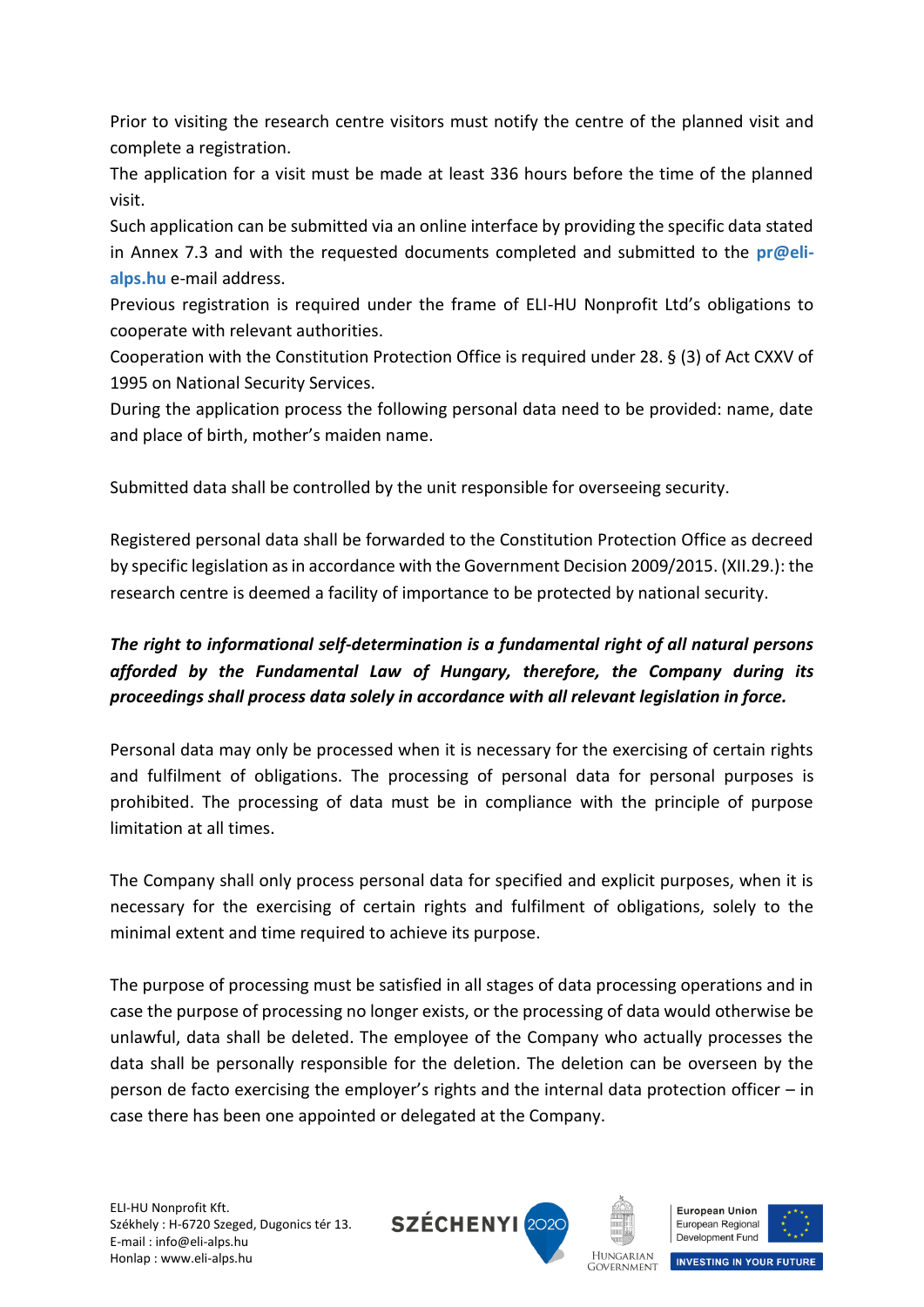Prior to visiting the research centre visitors must notify the centre of the planned visit and complete a registration.

The application for a visit must be made at least 336 hours before the time of the planned visit.

Such application can be submitted via an online interface by providing the specific data stated in Annex 7.3 and with the requested documents completed and submitted to the **pr@eli-alps.hu** e-mail address.

Previous registration is required under the frame of ELI-HU Nonprofit Ltd's obligations to cooperate with relevant authorities.

Cooperation with the Constitution Protection Office is required under 28. § (3) of Act CXXV of 1995 on National Security Services.

During the application process the following personal data need to be provided: name, date and place of birth, mother's maiden name.

Submitted data shall be controlled by the unit responsible for overseeing security.

Registered personal data shall be forwarded to the Constitution Protection Office as decreed by specific legislation as in accordance with the Government Decision 2009/2015. (XII.29.): the research centre is deemed a facility of importance to be protected by national security.

***The right to informational self-determination is a fundamental right of all natural persons afforded by the Fundamental Law of Hungary, therefore, the Company during its proceedings shall process data solely in accordance with all relevant legislation in force.***

Personal data may only be processed when it is necessary for the exercising of certain rights and fulfilment of obligations. The processing of personal data for personal purposes is prohibited. The processing of data must be in compliance with the principle of purpose limitation at all times.

The Company shall only process personal data for specified and explicit purposes, when it is necessary for the exercising of certain rights and fulfilment of obligations, solely to the minimal extent and time required to achieve its purpose.

The purpose of processing must be satisfied in all stages of data processing operations and in case the purpose of processing no longer exists, or the processing of data would otherwise be unlawful, data shall be deleted. The employee of the Company who actually processes the data shall be personally responsible for the deletion. The deletion can be overseen by the person de facto exercising the employer's rights and the internal data protection officer – in case there has been one appointed or delegated at the Company.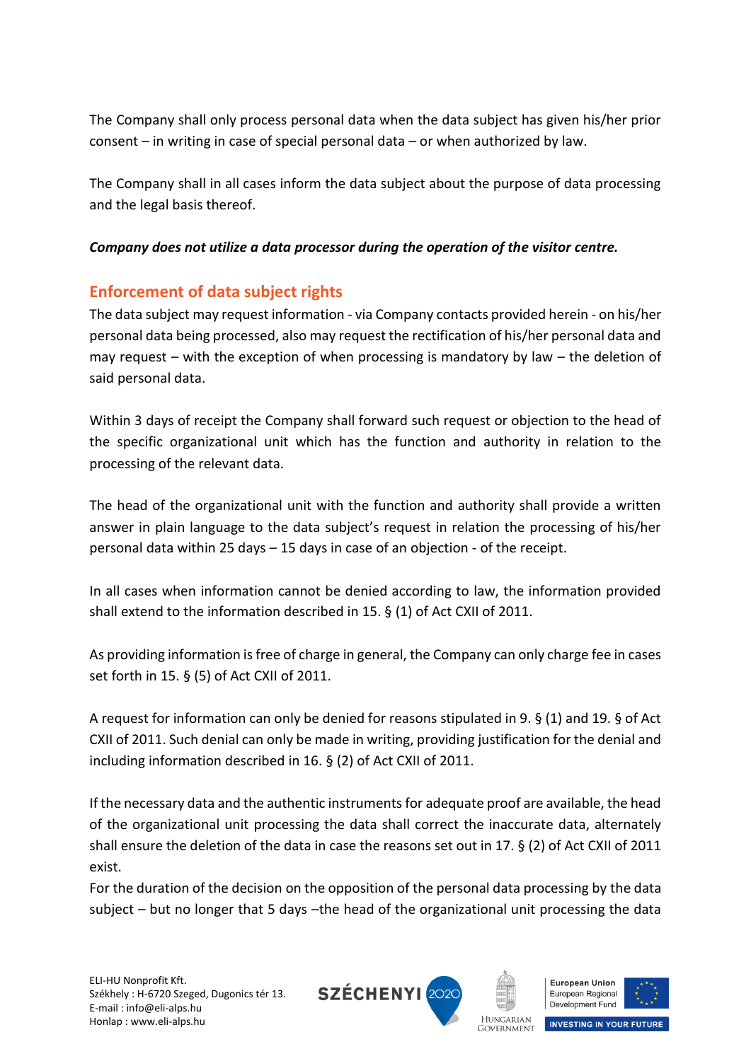The Company shall only process personal data when the data subject has given his/her prior consent – in writing in case of special personal data – or when authorized by law.

The Company shall in all cases inform the data subject about the purpose of data processing and the legal basis thereof.

***Company does not utilize a data processor during the operation of the visitor centre.***

## Enforcement of data subject rights

The data subject may request information - via Company contacts provided herein - on his/her personal data being processed, also may request the rectification of his/her personal data and may request – with the exception of when processing is mandatory by law – the deletion of said personal data.

Within 3 days of receipt the Company shall forward such request or objection to the head of the specific organizational unit which has the function and authority in relation to the processing of the relevant data.

The head of the organizational unit with the function and authority shall provide a written answer in plain language to the data subject's request in relation the processing of his/her personal data within 25 days – 15 days in case of an objection - of the receipt.

In all cases when information cannot be denied according to law, the information provided shall extend to the information described in 15. § (1) of Act CXII of 2011.

As providing information is free of charge in general, the Company can only charge fee in cases set forth in 15. § (5) of Act CXII of 2011.

A request for information can only be denied for reasons stipulated in 9. § (1) and 19. § of Act CXII of 2011. Such denial can only be made in writing, providing justification for the denial and including information described in 16. § (2) of Act CXII of 2011.

If the necessary data and the authentic instruments for adequate proof are available, the head of the organizational unit processing the data shall correct the inaccurate data, alternately shall ensure the deletion of the data in case the reasons set out in 17. § (2) of Act CXII of 2011 exist.

For the duration of the decision on the opposition of the personal data processing by the data subject – but no longer that 5 days –the head of the organizational unit processing the data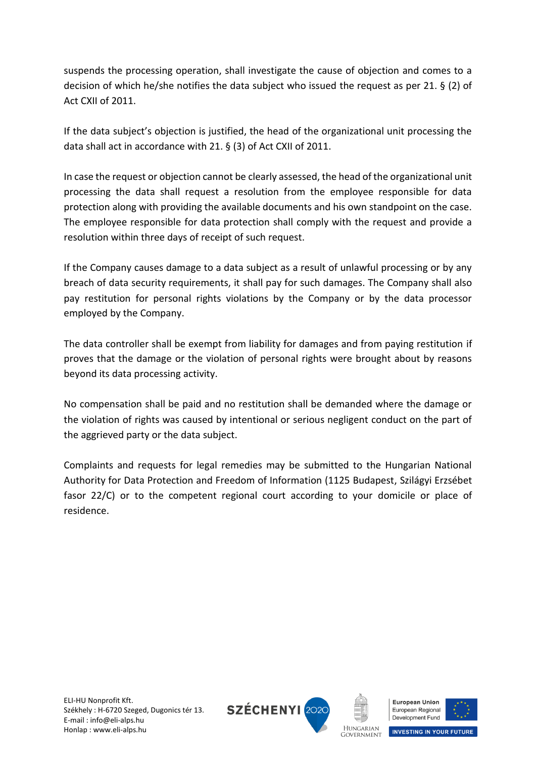suspends the processing operation, shall investigate the cause of objection and comes to a decision of which he/she notifies the data subject who issued the request as per 21. § (2) of Act CXII of 2011.

If the data subject's objection is justified, the head of the organizational unit processing the data shall act in accordance with 21. § (3) of Act CXII of 2011.

In case the request or objection cannot be clearly assessed, the head of the organizational unit processing the data shall request a resolution from the employee responsible for data protection along with providing the available documents and his own standpoint on the case. The employee responsible for data protection shall comply with the request and provide a resolution within three days of receipt of such request.

If the Company causes damage to a data subject as a result of unlawful processing or by any breach of data security requirements, it shall pay for such damages. The Company shall also pay restitution for personal rights violations by the Company or by the data processor employed by the Company.

The data controller shall be exempt from liability for damages and from paying restitution if proves that the damage or the violation of personal rights were brought about by reasons beyond its data processing activity.

No compensation shall be paid and no restitution shall be demanded where the damage or the violation of rights was caused by intentional or serious negligent conduct on the part of the aggrieved party or the data subject.

Complaints and requests for legal remedies may be submitted to the Hungarian National Authority for Data Protection and Freedom of Information (1125 Budapest, Szilágyi Erzsébet fasor 22/C) or to the competent regional court according to your domicile or place of residence.